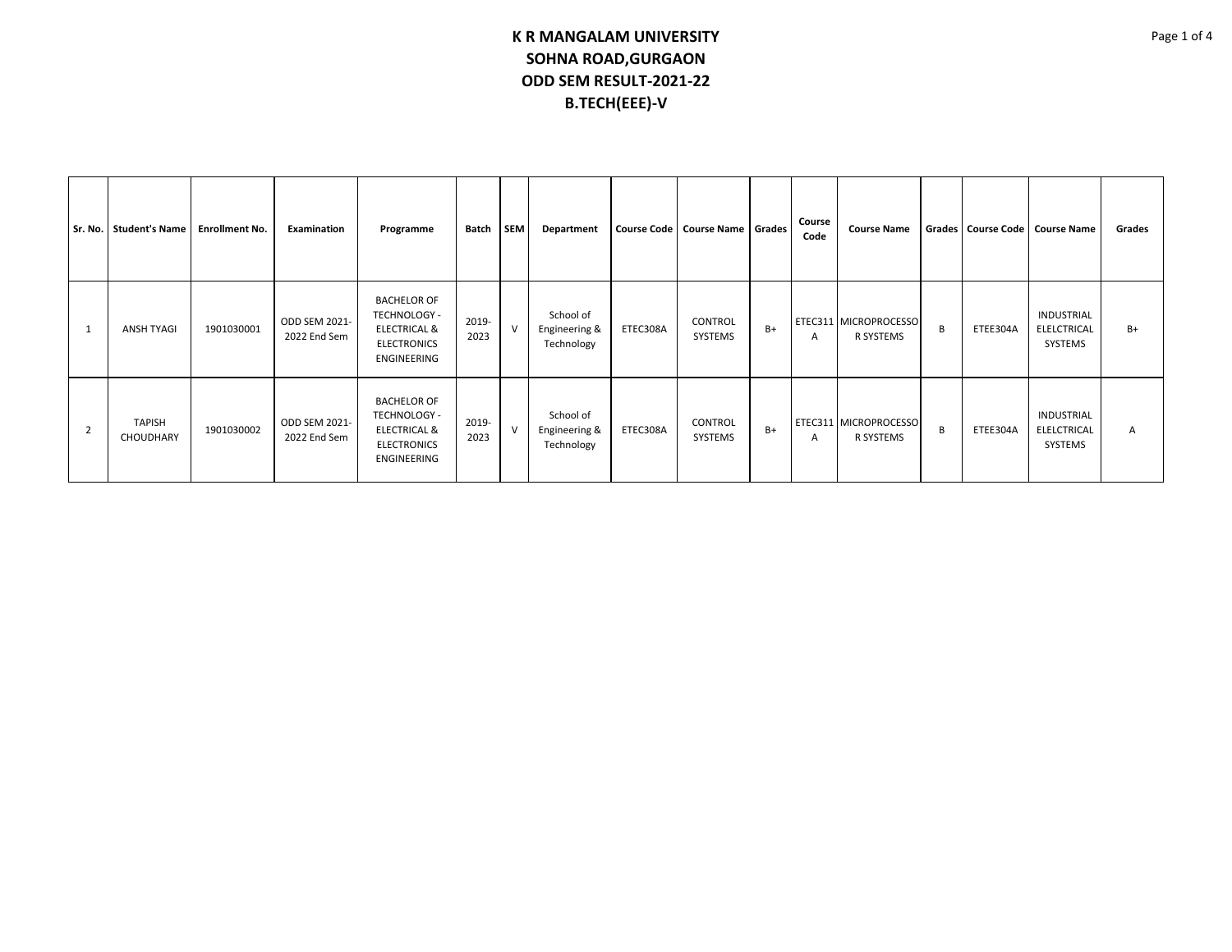# K R MANGALAM UNIVERSITY
# SOHNA ROAD,GURGAON
# ODD SEM RESULT-2021-22
# B.TECH(EEE)-V

| Sr. No. | Student's Name | Enrollment No. | Examination | Programme | Batch | SEM | Department | Course Code | Course Name | Grades | Course Code | Course Name | Grades | Course Code | Course Name | Grades |
|---|---|---|---|---|---|---|---|---|---|---|---|---|---|---|---|---|
| 1 | ANSH TYAGI | 1901030001 | ODD SEM 2021-2022 End Sem | BACHELOR OF TECHNOLOGY - ELECTRICAL & ELECTRONICS ENGINEERING | 2019-2023 | V | School of Engineering & Technology | ETEC308A | CONTROL SYSTEMS | B+ | ETEC311A | MICROPROCESSOR SYSTEMS | B | ETEE304A | INDUSTRIAL ELELCTRICAL SYSTEMS | B+ |
| 2 | TAPISH CHOUDHARY | 1901030002 | ODD SEM 2021-2022 End Sem | BACHELOR OF TECHNOLOGY - ELECTRICAL & ELECTRONICS ENGINEERING | 2019-2023 | V | School of Engineering & Technology | ETEC308A | CONTROL SYSTEMS | B+ | ETEC311A | MICROPROCESSOR SYSTEMS | B | ETEE304A | INDUSTRIAL ELELCTRICAL SYSTEMS | A |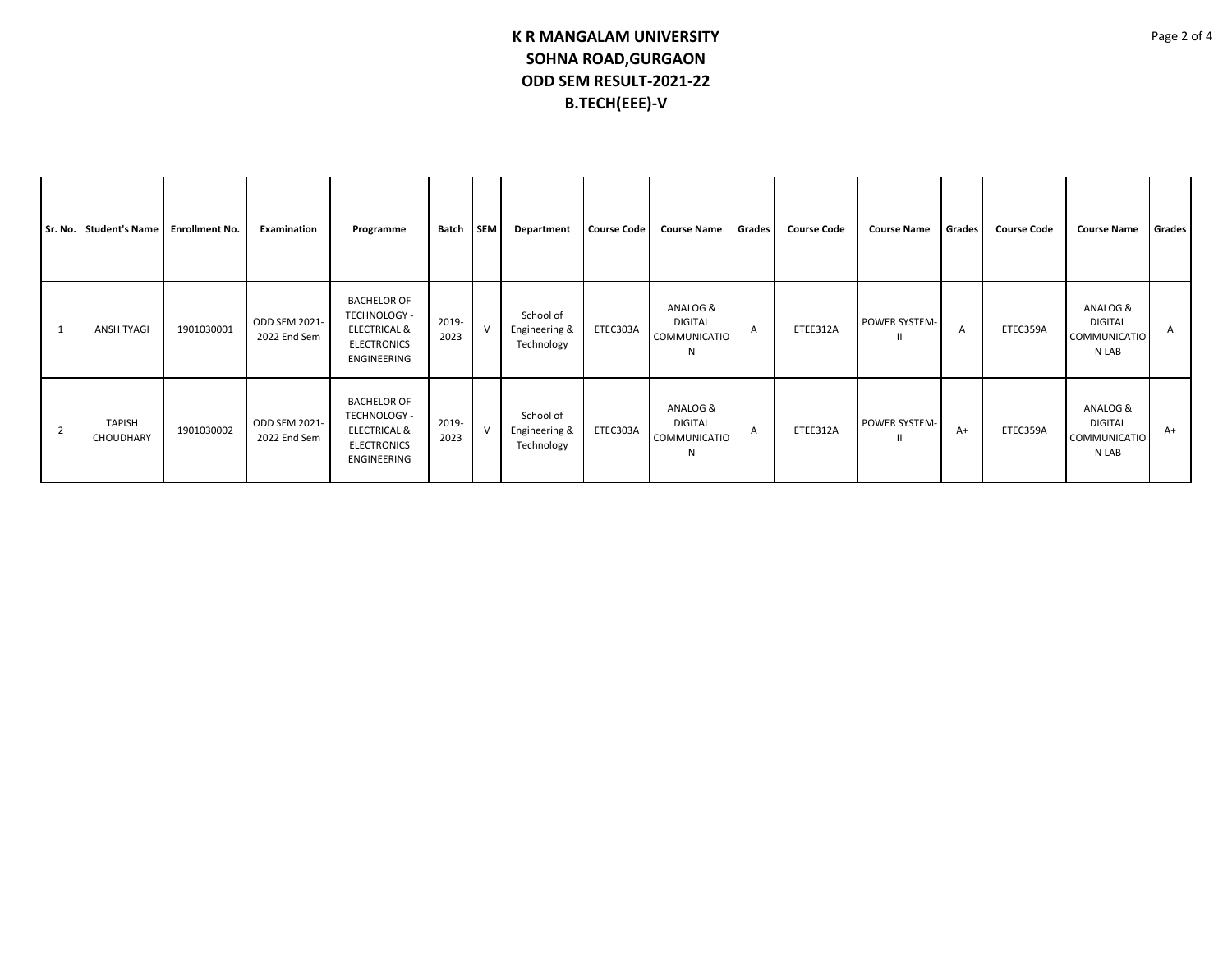# K R MANGALAM UNIVERSITY
# SOHNA ROAD,GURGAON
# ODD SEM RESULT-2021-22
# B.TECH(EEE)-V

| Sr. No. | Student's Name | Enrollment No. | Examination | Programme | Batch | SEM | Department | Course Code | Course Name | Grades | Course Code | Course Name | Grades | Course Code | Course Name | Grades |
|---|---|---|---|---|---|---|---|---|---|---|---|---|---|---|---|---|
| 1 | ANSH TYAGI | 1901030001 | ODD SEM 2021-2022 End Sem | BACHELOR OF TECHNOLOGY - ELECTRICAL & ELECTRONICS ENGINEERING | 2019-2023 | V | School of Engineering & Technology | ETEC303A | ANALOG & DIGITAL COMMUNICATION | A | ETEE312A | POWER SYSTEM-II | A | ETEC359A | ANALOG & DIGITAL COMMUNICATION LAB | A |
| 2 | TAPISH CHOUDHARY | 1901030002 | ODD SEM 2021-2022 End Sem | BACHELOR OF TECHNOLOGY - ELECTRICAL & ELECTRONICS ENGINEERING | 2019-2023 | V | School of Engineering & Technology | ETEC303A | ANALOG & DIGITAL COMMUNICATION | A | ETEE312A | POWER SYSTEM-II | A+ | ETEC359A | ANALOG & DIGITAL COMMUNICATION LAB | A+ |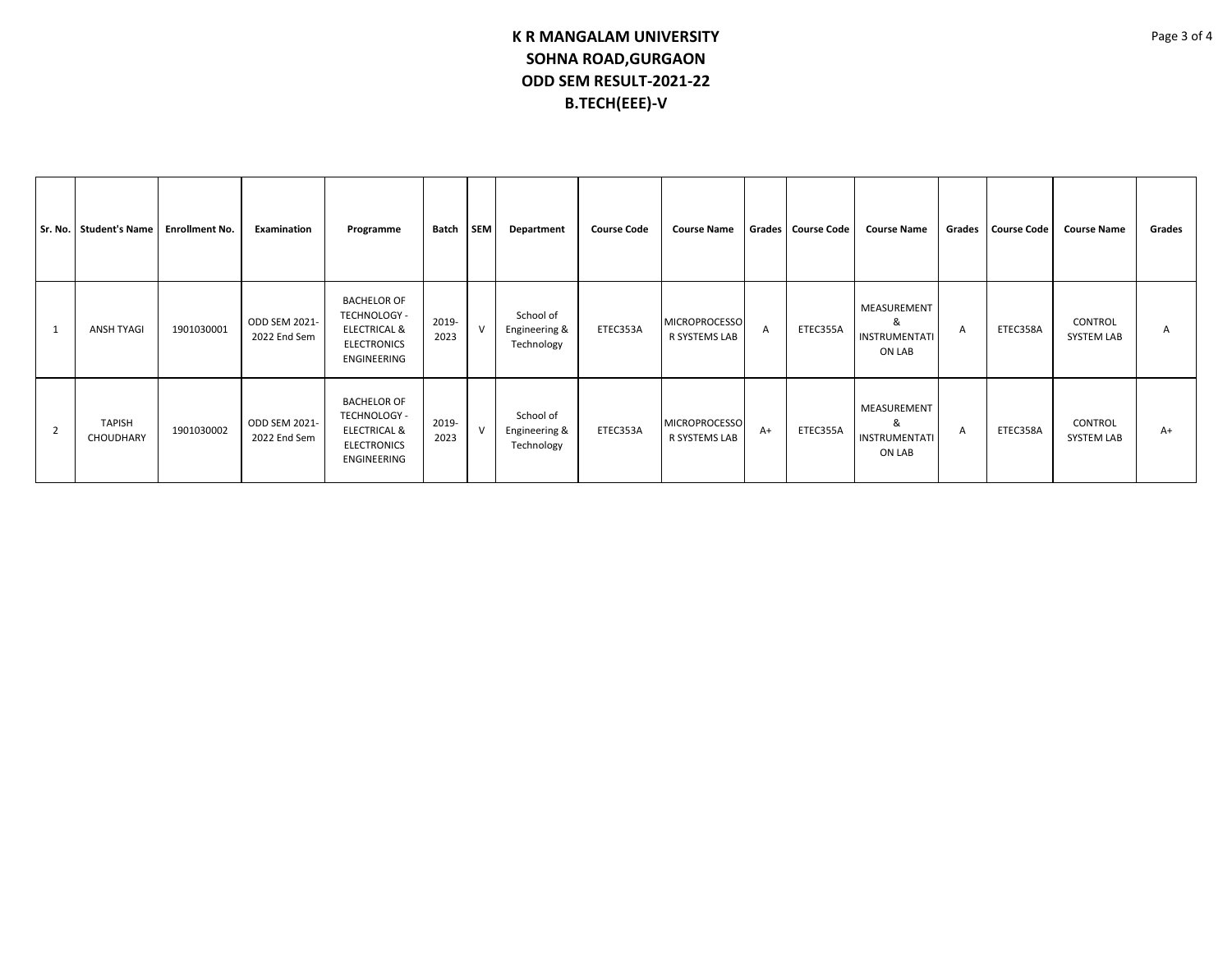# K R MANGALAM UNIVERSITY
## SOHNA ROAD,GURGAON
## ODD SEM RESULT-2021-22
## B.TECH(EEE)-V

| Sr. No. | Student's Name | Enrollment No. | Examination | Programme | Batch | SEM | Department | Course Code | Course Name | Grades | Course Code | Course Name | Grades | Course Code | Course Name | Grades |
|---|---|---|---|---|---|---|---|---|---|---|---|---|---|---|---|---|
| 1 | ANSH TYAGI | 1901030001 | ODD SEM 2021-2022 End Sem | BACHELOR OF TECHNOLOGY - ELECTRICAL & ELECTRONICS ENGINEERING | 2019-2023 | V | School of Engineering & Technology | ETEC353A | MICROPROCESSOR SYSTEMS LAB | A | ETEC355A | MEASUREMENT & INSTRUMENTATION LAB | A | ETEC358A | CONTROL SYSTEM LAB | A |
| 2 | TAPISH CHOUDHARY | 1901030002 | ODD SEM 2021-2022 End Sem | BACHELOR OF TECHNOLOGY - ELECTRICAL & ELECTRONICS ENGINEERING | 2019-2023 | V | School of Engineering & Technology | ETEC353A | MICROPROCESSOR SYSTEMS LAB | A+ | ETEC355A | MEASUREMENT & INSTRUMENTATION LAB | A | ETEC358A | CONTROL SYSTEM LAB | A+ |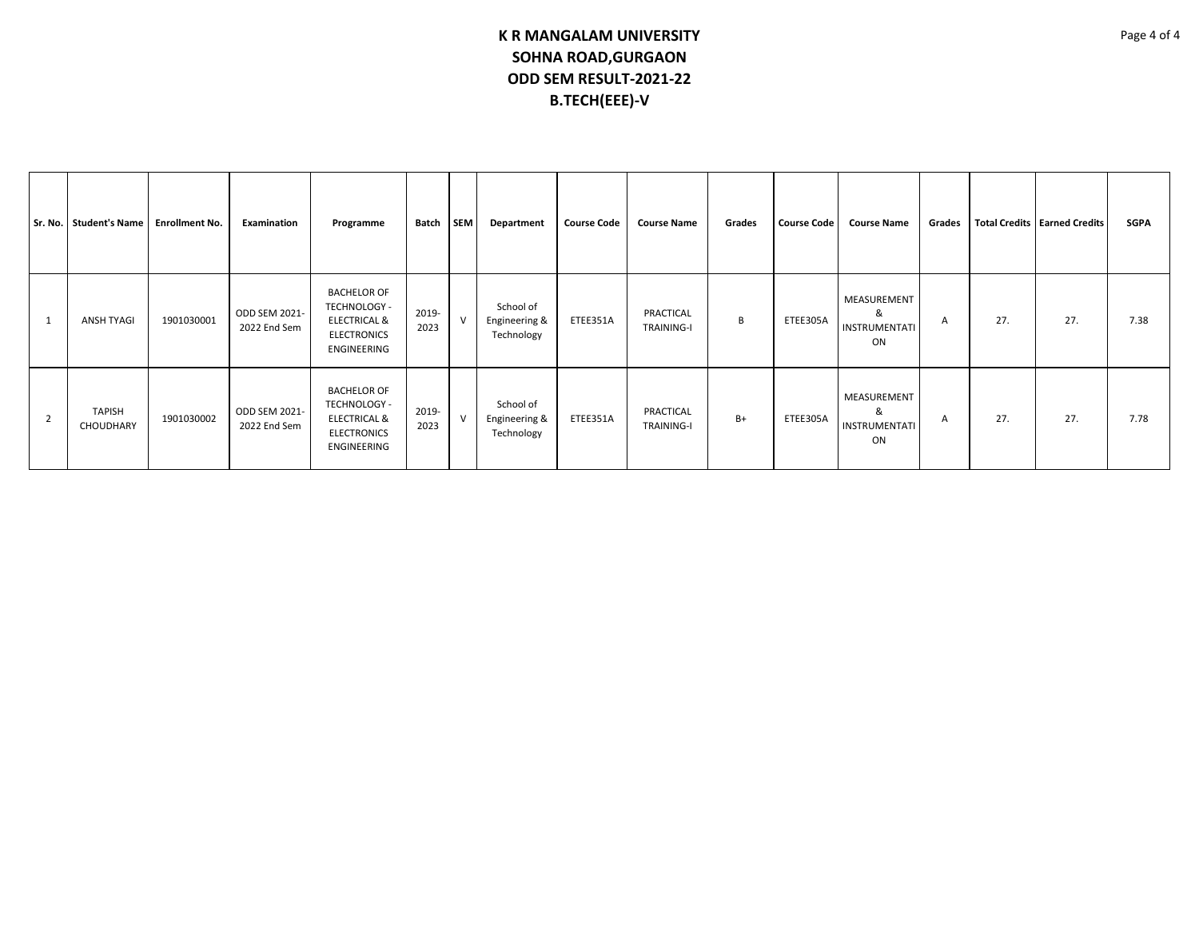# K R MANGALAM UNIVERSITY
## SOHNA ROAD,GURGAON
## ODD SEM RESULT-2021-22
## B.TECH(EEE)-V

| Sr. No. | Student's Name | Enrollment No. | Examination | Programme | Batch | SEM | Department | Course Code | Course Name | Grades | Course Code | Course Name | Grades | Total Credits | Earned Credits | SGPA |
|---|---|---|---|---|---|---|---|---|---|---|---|---|---|---|---|---|
| 1 | ANSH TYAGI | 1901030001 | ODD SEM 2021-2022 End Sem | BACHELOR OF TECHNOLOGY - ELECTRICAL & ELECTRONICS ENGINEERING | 2019-2023 | V | School of Engineering & Technology | ETEE351A | PRACTICAL TRAINING-I | B | ETEE305A | MEASUREMENT & INSTRUMENTATION | A | 27. | 27. | 7.38 |
| 2 | TAPISH CHOUDHARY | 1901030002 | ODD SEM 2021-2022 End Sem | BACHELOR OF TECHNOLOGY - ELECTRICAL & ELECTRONICS ENGINEERING | 2019-2023 | V | School of Engineering & Technology | ETEE351A | PRACTICAL TRAINING-I | B+ | ETEE305A | MEASUREMENT & INSTRUMENTATION | A | 27. | 27. | 7.78 |